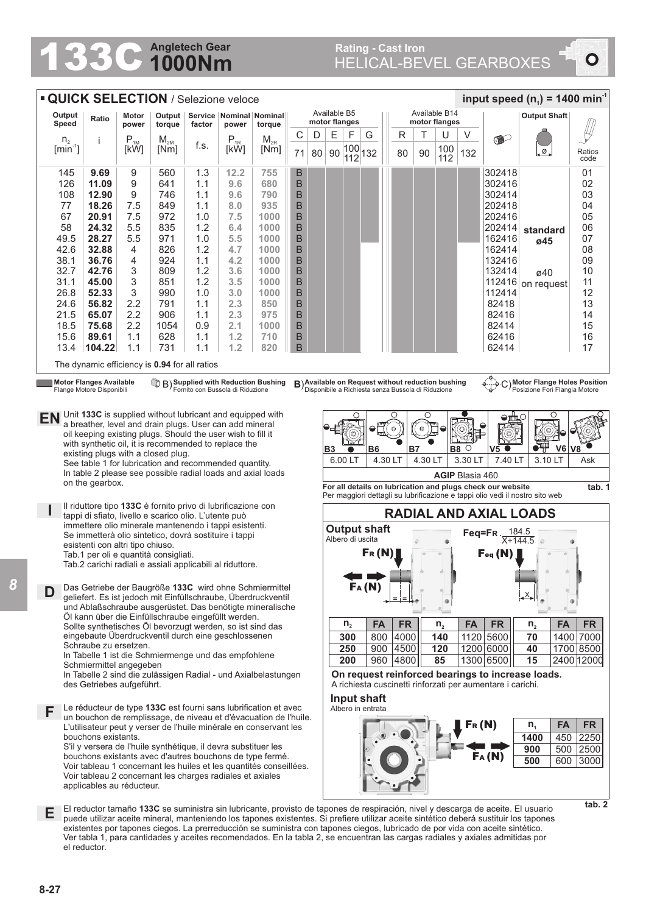# 133C Angletech Gear 1000Nm

## Rating - Cast Iron
## HELICAL-BEVEL GEARBOXES

## ▪ QUICK SELECTION / Selezione veloce

**input speed ($n_1$) = 1400 min$^{-1}$**

| Output Speed $n_2$ [min$^{-1}$] | Ratio i | Motor power $P_{1M}$ [kW] | Output torque $M_{2M}$ [Nm] | Service factor f.s. | Nominal power $P_{1R}$ [kW] | Nominal torque $M_{2R}$ [Nm] | B5 C 71 | B5 D 80 | B5 E 90 | B5 F 100/112 | B5 G 132 | B14 R 80 | B14 T 90 | B14 U 100/112 | B14 V 132 | | Output Shaft | Ratios code |
|---|---|---|---|---|---|---|---|---|---|---|---|---|---|---|---|---|---|---|
| 145 | **9.69** | 9 | 560 | 1.3 | **12.2** | **755** | B | | | | | | | | | 302418 | standard ø45 / ø40 on request | 01 |
| 126 | **11.09** | 9 | 641 | 1.1 | **9.6** | **680** | B | | | | | | | | | 302416 | | 02 |
| 108 | **12.90** | 9 | 746 | 1.1 | **9.6** | **790** | B | | | | | | | | | 302414 | | 03 |
| 77 | **18.26** | 7.5 | 849 | 1.1 | **8.0** | **935** | B | | | | | | | | | 202418 | | 04 |
| 67 | **20.91** | 7.5 | 972 | 1.0 | **7.5** | **1000** | B | | | | | | | | | 202416 | | 05 |
| 58 | **24.32** | 5.5 | 835 | 1.2 | **6.4** | **1000** | B | | | | | | | | | 202414 | | 06 |
| 49.5 | **28.27** | 5.5 | 971 | 1.0 | **5.5** | **1000** | B | | | | | | | | | 162416 | | 07 |
| 42.6 | **32.88** | 4 | 826 | 1.2 | **4.7** | **1000** | B | | | | | | | | | 162414 | | 08 |
| 38.1 | **36.76** | 4 | 924 | 1.1 | **4.2** | **1000** | B | | | | | | | | | 132416 | | 09 |
| 32.7 | **42.76** | 3 | 809 | 1.2 | **3.6** | **1000** | B | | | | | | | | | 132414 | | 10 |
| 31.1 | **45.00** | 3 | 851 | 1.2 | **3.5** | **1000** | B | | | | | | | | | 112416 | | 11 |
| 26.8 | **52.33** | 3 | 990 | 1.0 | **3.0** | **1000** | B | | | | | | | | | 112414 | | 12 |
| 24.6 | **56.82** | 2.2 | 791 | 1.1 | **2.3** | **850** | B | | | | | | | | | 82418 | | 13 |
| 21.5 | **65.07** | 2.2 | 906 | 1.1 | **2.3** | **975** | B | | | | | | | | | 82416 | | 14 |
| 18.5 | **75.68** | 2.2 | 1054 | 0.9 | **2.1** | **1000** | B | | | | | | | | | 82414 | | 15 |
| 15.6 | **89.61** | 1.1 | 628 | 1.1 | **1.2** | **710** | B | | | | | | | | | 62416 | | 16 |
| 13.4 | **104.22** | 1.1 | 731 | 1.1 | **1.2** | **820** | B | | | | | | | | | 62414 | | 17 |

The dynamic efficiency is **0.94** for all ratios

**Motor Flanges Available** / Flange Motore Disponibili — **B) Supplied with Reduction Bushing** / Fornito con Bussola di Riduzione — **B) Available on Request without reduction bushing** / Disponibile a Richiesta senza Bussola di Riduzione — **C) Motor Flange Holes Position** / Posizione Fori Flangia Motore

**EN** Unit **133C** is supplied without lubricant and equipped with a breather, level and drain plugs. User can add mineral oil keeping existing plugs. Should the user wish to fill it with synthetic oil, it is recommended to replace the existing plugs with a closed plug.
See table 1 for lubrication and recommended quantity.
In table 2 please see possible radial loads and axial loads on the gearbox.

**I** Il riduttore tipo **133C** è fornito privo di lubrificazione con tappi di sfiato, livello e scarico olio. L'utente può immettere olio minerale mantenendo i tappi esistenti. Se immetterà olio sintetico, dovrà sostituire i tappi esistenti con altri tipo chiuso.
Tab.1 per oli e quantità consigliati.
Tab.2 carichi radiali e assiali applicabili al riduttore.

**D** Das Getriebe der Baugröße **133C** wird ohne Schmiermittel geliefert. Es ist jedoch mit Einfüllschraube, Überdruckventil und Ablaßschraube ausgerüstet. Das benötigte mineralische Öl kann über die Einfüllschraube eingefüllt werden. Sollte synthetisches Öl bevorzugt werden, so ist sind das eingebaute Überdruckventil durch eine geschlossenen Schraube zu ersetzen.
In Tabelle 1 ist die Schmiermenge und das empfohlene Schmiermittel angegeben
In Tabelle 2 sind die zulässigen Radial - und Axialbelastungen des Getriebes aufgeführt.

**F** Le réducteur de type **133C** est fourni sans lubrification et avec un bouchon de remplissage, de niveau et d'évacuation de l'huile. L'utilisateur peut y verser de l'huile minérale en conservant les bouchons existants.
S'il y versera de l'huile synthétique, il devra substituer les bouchons existants avec d'autres bouchons de type fermé.
Voir tableau 1 concernant les huiles et les quantités conseillées.
Voir tableau 2 concernant les charges radiales et axiales applicables au réducteur.

| B3 | B6 | B7 | B8 | V5 | V6 | V8 |
|---|---|---|---|---|---|---|
| 6.00 LT | 4.30 LT | 4.30 LT | 3.30 LT | 7.40 LT | 3.10 LT | Ask |
| **AGIP** Blasia 460 | | | | | | |

**For all details on lubrication and plugs check our website**
Per maggiori dettagli su lubrificazione e tappi olio vedi il nostro sito web

**tab. 1**

## RADIAL AND AXIAL LOADS

**Output shaft**
Albero di uscita

$$F_{eq} = F_R \cdot \frac{184.5}{X + 144.5}$$

$F_R$ (N) — $F_{eq}$ (N) — $F_A$ (N)

| $n_2$ | FA | FR | $n_2$ | FA | FR | $n_2$ | FA | FR |
|---|---|---|---|---|---|---|---|---|
| **300** | 800 | 4000 | **140** | 1120 | 5600 | **70** | 1400 | 7000 |
| **250** | 900 | 4500 | **120** | 1200 | 6000 | **40** | 1700 | 8500 |
| **200** | 960 | 4800 | **85** | 1300 | 6500 | **15** | 2400 | 12000 |

**On request reinforced bearings to increase loads.**
A richiesta cuscinetti rinforzati per aumentare i carichi.

**Input shaft**
Albero in entrata

$F_R$ (N) — $F_A$ (N)

| $n_1$ | FA | FR |
|---|---|---|
| **1400** | 450 | 2250 |
| **900** | 500 | 2500 |
| **500** | 600 | 3000 |

**tab. 2**

**E** El reductor tamaño **133C** se suministra sin lubricante, provisto de tapones de respiración, nivel y descarga de aceite. El usuario puede utilizar aceite mineral, manteniendo los tapones existentes. Si prefiere utilizar aceite sintético deberá sustituir los tapones existentes por tapones ciegos. La prerreducción se suministra con tapones ciegos, lubricado de por vida con aceite sintético. Ver tabla 1, para cantidades y aceites recomendados. En la tabla 2, se encuentran las cargas radiales y axiales admitidas por el reductor.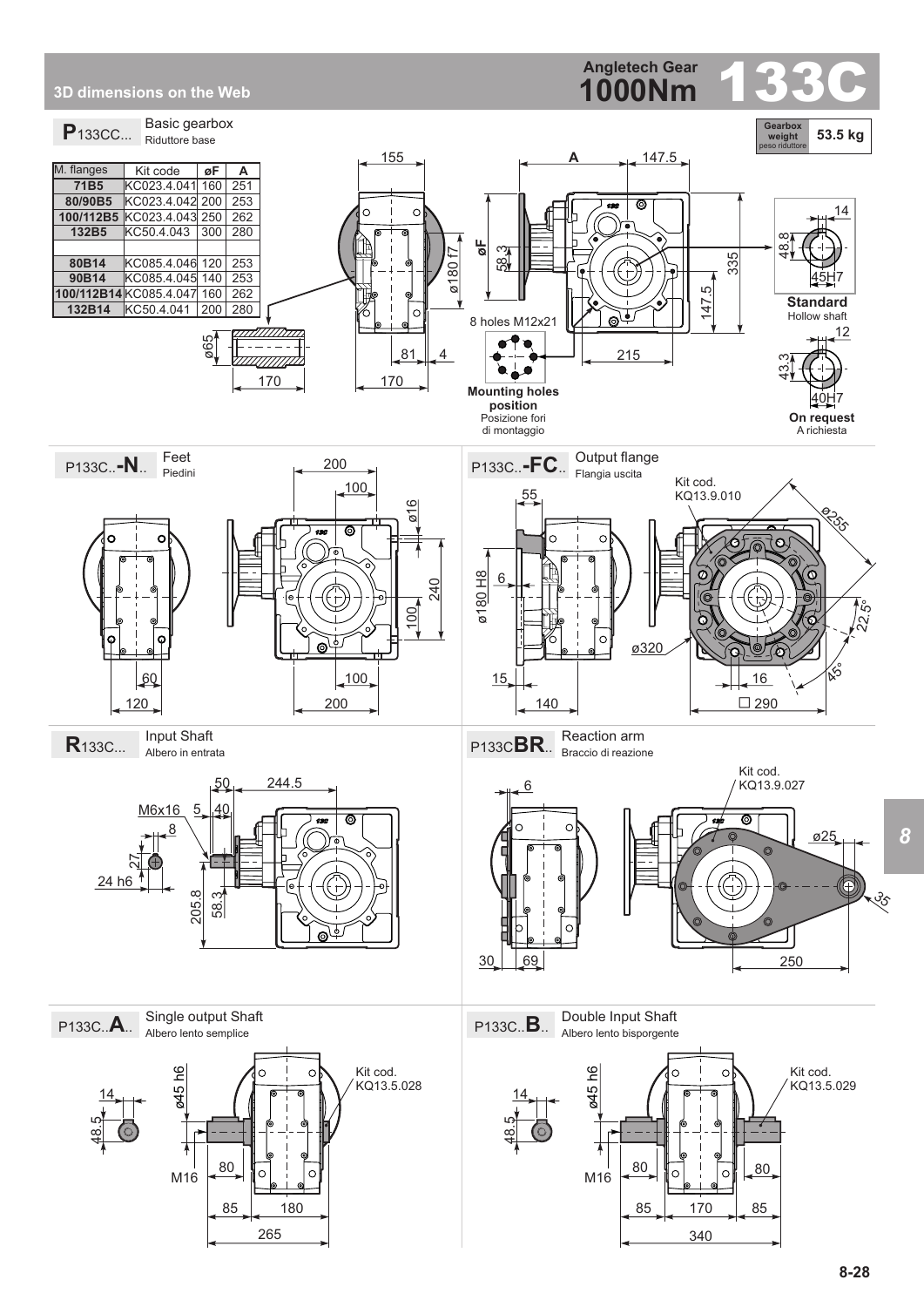# 3D dimensions on the Web

## Angletech Gear 1000Nm 133C

### P133CC... Basic gearbox
Riduttore base

Gearbox weight / peso riduttore: **53.5 kg**

| M. flanges | Kit code | øF | A |
|---|---|---|---|
| 71B5 | KC023.4.041 | 160 | 251 |
| 80/90B5 | KC023.4.042 | 200 | 253 |
| 100/112B5 | KC023.4.043 | 250 | 262 |
| 132B5 | KC50.4.043 | 300 | 280 |
| | | | |
| 80B14 | KC085.4.046 | 120 | 253 |
| 90B14 | KC085.4.045 | 140 | 253 |
| 100/112B14 | KC085.4.047 | 160 | 262 |
| 132B14 | KC50.4.041 | 200 | 280 |

ø65
170
155
81
4
170
ø180 f7
øF
58.3
A
147.5
335
147.5
215
8 holes M12x21

**Mounting holes position**
Posizione fori di montaggio

14
48.8
45H7
**Standard**
Hollow shaft

12
43.3
40H7
**On request**
A richiesta

### P133C..-N.. Feet
Piedini

200
100
ø16
240
100
60
120
100
200

### P133C..-FC.. Output flange
Flangia uscita

Kit cod. KQ13.9.010
55
ø180 H8
6
15
140
ø255
ø320
22.5°
45°
16
□ 290

### R133C... Input Shaft
Albero in entrata

M6x16
50
244.5
5
40
8
27
24 h6
205.8
58.3

### P133CBR.. Reaction arm
Braccio di reazione

Kit cod. KQ13.9.027
6
ø25
35
30
69
250

### P133C..A.. Single output Shaft
Albero lento semplice

Kit cod. KQ13.5.028
14
48.5
ø45 h6
M16
80
85
180
265

### P133C..B.. Double Input Shaft
Albero lento bisporgente

Kit cod. KQ13.5.029
14
48.5
ø45 h6
M16
80
80
85
170
85
340